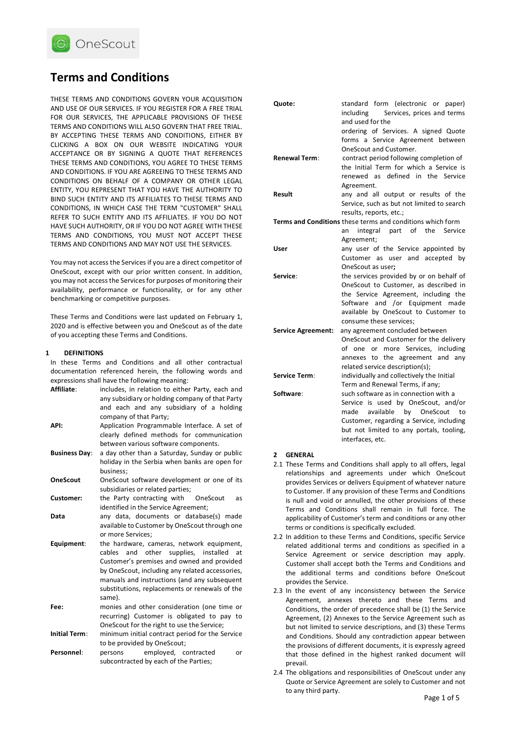OneScout

# Terms and Conditions

THESE TERMS AND CONDITIONS GOVERN YOUR ACQUISITION AND USE OF OUR SERVICES. IF YOU REGISTER FOR A FREE TRIAL FOR OUR SERVICES, THE APPLICABLE PROVISIONS OF THESE TERMS AND CONDITIONS WILL ALSO GOVERN THAT FREE TRIAL. BY ACCEPTING THESE TERMS AND CONDITIONS, EITHER BY CLICKING A BOX ON OUR WEBSITE INDICATING YOUR ACCEPTANCE OR BY SIGNING A QUOTE THAT REFERENCES THESE TERMS AND CONDITIONS, YOU AGREE TO THESE TERMS AND CONDITIONS. IF YOU ARE AGREEING TO THESE TERMS AND CONDITIONS ON BEHALF OF A COMPANY OR OTHER LEGAL ENTITY, YOU REPRESENT THAT YOU HAVE THE AUTHORITY TO BIND SUCH ENTITY AND ITS AFFILIATES TO THESE TERMS AND CONDITIONS, IN WHICH CASE THE TERM "CUSTOMER" SHALL REFER TO SUCH ENTITY AND ITS AFFILIATES. IF YOU DO NOT HAVE SUCH AUTHORITY, OR IF YOU DO NOT AGREE WITH THESE TERMS AND CONDITIONS, YOU MUST NOT ACCEPT THESE TERMS AND CONDITIONS AND MAY NOT USE THE SERVICES.

You may not access the Services if you are a direct competitor of OneScout, except with our prior written consent. In addition, you may not access the Services for purposes of monitoring their availability, performance or functionality, or for any other benchmarking or competitive purposes.

These Terms and Conditions were last updated on February 1, 2020 and is effective between you and OneScout as of the date of you accepting these Terms and Conditions.

## 1 DEFINITIONS

In these Terms and Conditions and all other contractual documentation referenced herein, the following words and expressions shall have the following meaning:

**Affiliate**: includes, in relation to either Party, each and any subsidiary or holding company of that Party and each and any subsidiary of a holding company of that Party;

**API:** Application Programmable Interface. A set of clearly defined methods for communication between various software components.

**Business Day**: a day other than a Saturday, Sunday or public holiday in the Serbia when banks are open for business;

**OneScout** OneScout software development or one of its subsidiaries or related parties;

**Customer:** the Party contracting with OneScout as identified in the Service Agreement;

**Data** any data, documents or database(s) made available to Customer by OneScout through one or more Services;

**Equipment**: the hardware, cameras, network equipment, cables and other supplies, installed at Customer's premises and owned and provided by OneScout, including any related accessories, manuals and instructions (and any subsequent substitutions, replacements or renewals of the same).

**Fee:** monies and other consideration (one time or recurring) Customer is obligated to pay to OneScout for the right to use the Service;

**Initial Term**: minimum initial contract period for the Service to be provided by OneScout;

**Personnel**: persons employed, contracted or subcontracted by each of the Parties;

**Quote:** standard form (electronic or paper) including Services, prices and terms and used for the ordering of Services. A signed Quote forms a Service Agreement between OneScout and Customer.

**Renewal Term**: contract period following completion of the Initial Term for which a Service is renewed as defined in the Service Agreement.

**Result** any and all output or results of the Service, such as but not limited to search results, reports, etc.;

**Terms and Conditions** these terms and conditions which form an integral part of the Service Agreement;

**User** any user of the Service appointed by Customer as user and accepted by OneScout as user**;**

**Service**: the services provided by or on behalf of OneScout to Customer, as described in the Service Agreement, including the Software and /or Equipment made available by OneScout to Customer to consume these services;

**Service Agreement:** any agreement concluded between OneScout and Customer for the delivery of one or more Services, including annexes to the agreement and any related service description(s);

**Service Term**: individually and collectively the Initial Term and Renewal Terms, if any;

**Software**: such software as in connection with a Service is used by OneScout, and/or made available by OneScout to Customer, regarding a Service, including but not limited to any portals, tooling, interfaces, etc.

## 2 GENERAL

2.1 These Terms and Conditions shall apply to all offers, legal relationships and agreements under which OneScout provides Services or delivers Equipment of whatever nature to Customer. If any provision of these Terms and Conditions is null and void or annulled, the other provisions of these Terms and Conditions shall remain in full force. The applicability of Customer's term and conditions or any other terms or conditions is specifically excluded.

2.2 In addition to these Terms and Conditions, specific Service related additional terms and conditions as specified in a Service Agreement or service description may apply. Customer shall accept both the Terms and Conditions and the additional terms and conditions before OneScout provides the Service.

2.3 In the event of any inconsistency between the Service Agreement, annexes thereto and these Terms and Conditions, the order of precedence shall be (1) the Service Agreement, (2) Annexes to the Service Agreement such as but not limited to service descriptions, and (3) these Terms and Conditions. Should any contradiction appear between the provisions of different documents, it is expressly agreed that those defined in the highest ranked document will prevail.

2.4 The obligations and responsibilities of OneScout under any Quote or Service Agreement are solely to Customer and not to any third party.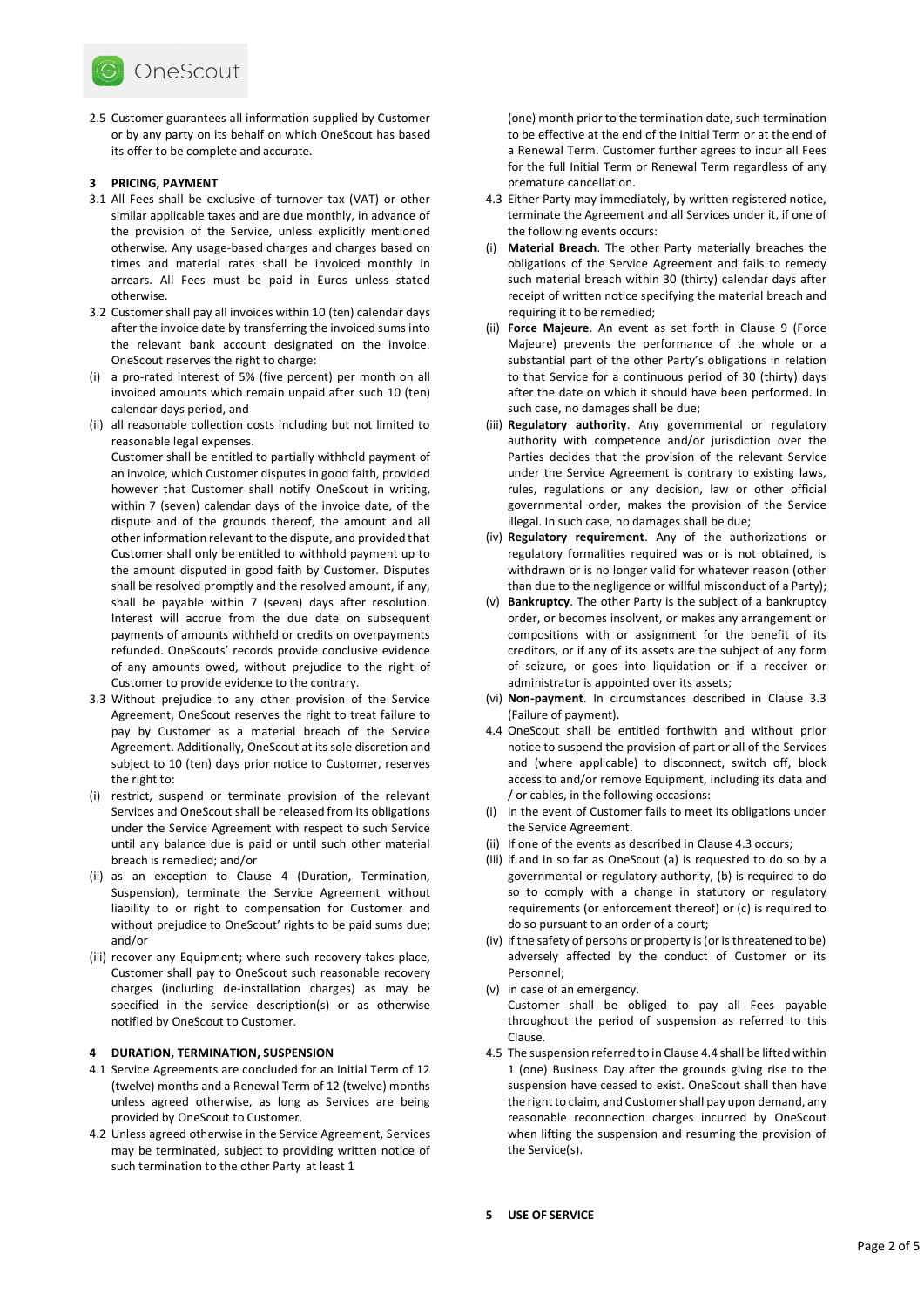2.5 Customer guarantees all information supplied by Customer or by any party on its behalf on which OneScout has based its offer to be complete and accurate.

## 3 PRICING, PAYMENT

3.1 All Fees shall be exclusive of turnover tax (VAT) or other similar applicable taxes and are due monthly, in advance of the provision of the Service, unless explicitly mentioned otherwise. Any usage-based charges and charges based on times and material rates shall be invoiced monthly in arrears. All Fees must be paid in Euros unless stated otherwise.

3.2 Customer shall pay all invoices within 10 (ten) calendar days after the invoice date by transferring the invoiced sums into the relevant bank account designated on the invoice. OneScout reserves the right to charge:

(i) a pro-rated interest of 5% (five percent) per month on all invoiced amounts which remain unpaid after such 10 (ten) calendar days period, and

(ii) all reasonable collection costs including but not limited to reasonable legal expenses.

Customer shall be entitled to partially withhold payment of an invoice, which Customer disputes in good faith, provided however that Customer shall notify OneScout in writing, within 7 (seven) calendar days of the invoice date, of the dispute and of the grounds thereof, the amount and all other information relevant to the dispute, and provided that Customer shall only be entitled to withhold payment up to the amount disputed in good faith by Customer. Disputes shall be resolved promptly and the resolved amount, if any, shall be payable within 7 (seven) days after resolution. Interest will accrue from the due date on subsequent payments of amounts withheld or credits on overpayments refunded. OneScouts' records provide conclusive evidence of any amounts owed, without prejudice to the right of Customer to provide evidence to the contrary.

3.3 Without prejudice to any other provision of the Service Agreement, OneScout reserves the right to treat failure to pay by Customer as a material breach of the Service Agreement. Additionally, OneScout at its sole discretion and subject to 10 (ten) days prior notice to Customer, reserves the right to:

(i) restrict, suspend or terminate provision of the relevant Services and OneScout shall be released from its obligations under the Service Agreement with respect to such Service until any balance due is paid or until such other material breach is remedied; and/or

(ii) as an exception to Clause 4 (Duration, Termination, Suspension), terminate the Service Agreement without liability to or right to compensation for Customer and without prejudice to OneScout' rights to be paid sums due; and/or

(iii) recover any Equipment; where such recovery takes place, Customer shall pay to OneScout such reasonable recovery charges (including de-installation charges) as may be specified in the service description(s) or as otherwise notified by OneScout to Customer.

## 4 DURATION, TERMINATION, SUSPENSION

4.1 Service Agreements are concluded for an Initial Term of 12 (twelve) months and a Renewal Term of 12 (twelve) months unless agreed otherwise, as long as Services are being provided by OneScout to Customer.

4.2 Unless agreed otherwise in the Service Agreement, Services may be terminated, subject to providing written notice of such termination to the other Party at least 1 (one) month prior to the termination date, such termination to be effective at the end of the Initial Term or at the end of a Renewal Term. Customer further agrees to incur all Fees for the full Initial Term or Renewal Term regardless of any premature cancellation.

4.3 Either Party may immediately, by written registered notice, terminate the Agreement and all Services under it, if one of the following events occurs:

(i) **Material Breach**. The other Party materially breaches the obligations of the Service Agreement and fails to remedy such material breach within 30 (thirty) calendar days after receipt of written notice specifying the material breach and requiring it to be remedied;

(ii) **Force Majeure**. An event as set forth in Clause 9 (Force Majeure) prevents the performance of the whole or a substantial part of the other Party's obligations in relation to that Service for a continuous period of 30 (thirty) days after the date on which it should have been performed. In such case, no damages shall be due;

(iii) **Regulatory authority**. Any governmental or regulatory authority with competence and/or jurisdiction over the Parties decides that the provision of the relevant Service under the Service Agreement is contrary to existing laws, rules, regulations or any decision, law or other official governmental order, makes the provision of the Service illegal. In such case, no damages shall be due;

(iv) **Regulatory requirement**. Any of the authorizations or regulatory formalities required was or is not obtained, is withdrawn or is no longer valid for whatever reason (other than due to the negligence or willful misconduct of a Party);

(v) **Bankruptcy**. The other Party is the subject of a bankruptcy order, or becomes insolvent, or makes any arrangement or compositions with or assignment for the benefit of its creditors, or if any of its assets are the subject of any form of seizure, or goes into liquidation or if a receiver or administrator is appointed over its assets;

(vi) **Non-payment**. In circumstances described in Clause 3.3 (Failure of payment).

4.4 OneScout shall be entitled forthwith and without prior notice to suspend the provision of part or all of the Services and (where applicable) to disconnect, switch off, block access to and/or remove Equipment, including its data and / or cables, in the following occasions:

(i) in the event of Customer fails to meet its obligations under the Service Agreement.

(ii) If one of the events as described in Clause 4.3 occurs;

(iii) if and in so far as OneScout (a) is requested to do so by a governmental or regulatory authority, (b) is required to do so to comply with a change in statutory or regulatory requirements (or enforcement thereof) or (c) is required to do so pursuant to an order of a court;

(iv) if the safety of persons or property is (or is threatened to be) adversely affected by the conduct of Customer or its Personnel;

(v) in case of an emergency.

Customer shall be obliged to pay all Fees payable throughout the period of suspension as referred to this Clause.

4.5 The suspension referred to in Clause 4.4 shall be lifted within 1 (one) Business Day after the grounds giving rise to the suspension have ceased to exist. OneScout shall then have the right to claim, and Customer shall pay upon demand, any reasonable reconnection charges incurred by OneScout when lifting the suspension and resuming the provision of the Service(s).

## 5 USE OF SERVICE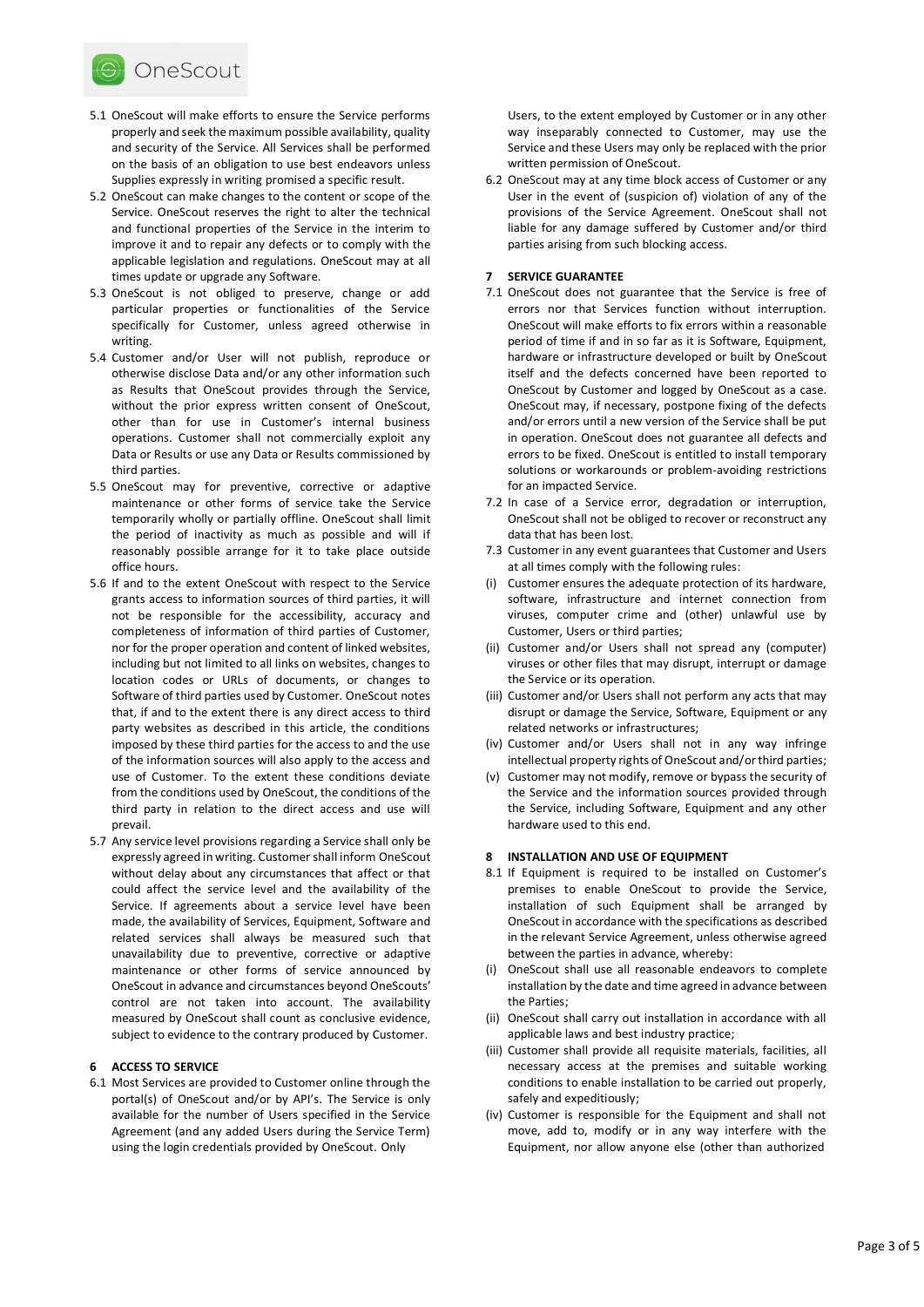5.1 OneScout will make efforts to ensure the Service performs properly and seek the maximum possible availability, quality and security of the Service. All Services shall be performed on the basis of an obligation to use best endeavors unless Supplies expressly in writing promised a specific result.

5.2 OneScout can make changes to the content or scope of the Service. OneScout reserves the right to alter the technical and functional properties of the Service in the interim to improve it and to repair any defects or to comply with the applicable legislation and regulations. OneScout may at all times update or upgrade any Software.

5.3 OneScout is not obliged to preserve, change or add particular properties or functionalities of the Service specifically for Customer, unless agreed otherwise in writing.

5.4 Customer and/or User will not publish, reproduce or otherwise disclose Data and/or any other information such as Results that OneScout provides through the Service, without the prior express written consent of OneScout, other than for use in Customer's internal business operations. Customer shall not commercially exploit any Data or Results or use any Data or Results commissioned by third parties.

5.5 OneScout may for preventive, corrective or adaptive maintenance or other forms of service take the Service temporarily wholly or partially offline. OneScout shall limit the period of inactivity as much as possible and will if reasonably possible arrange for it to take place outside office hours.

5.6 If and to the extent OneScout with respect to the Service grants access to information sources of third parties, it will not be responsible for the accessibility, accuracy and completeness of information of third parties of Customer, nor for the proper operation and content of linked websites, including but not limited to all links on websites, changes to location codes or URLs of documents, or changes to Software of third parties used by Customer. OneScout notes that, if and to the extent there is any direct access to third party websites as described in this article, the conditions imposed by these third parties for the access to and the use of the information sources will also apply to the access and use of Customer. To the extent these conditions deviate from the conditions used by OneScout, the conditions of the third party in relation to the direct access and use will prevail.

5.7 Any service level provisions regarding a Service shall only be expressly agreed in writing. Customer shall inform OneScout without delay about any circumstances that affect or that could affect the service level and the availability of the Service. If agreements about a service level have been made, the availability of Services, Equipment, Software and related services shall always be measured such that unavailability due to preventive, corrective or adaptive maintenance or other forms of service announced by OneScout in advance and circumstances beyond OneScouts' control are not taken into account. The availability measured by OneScout shall count as conclusive evidence, subject to evidence to the contrary produced by Customer.

## 6 ACCESS TO SERVICE

6.1 Most Services are provided to Customer online through the portal(s) of OneScout and/or by API's. The Service is only available for the number of Users specified in the Service Agreement (and any added Users during the Service Term) using the login credentials provided by OneScout. Only Users, to the extent employed by Customer or in any other way inseparably connected to Customer, may use the Service and these Users may only be replaced with the prior written permission of OneScout.

6.2 OneScout may at any time block access of Customer or any User in the event of (suspicion of) violation of any of the provisions of the Service Agreement. OneScout shall not liable for any damage suffered by Customer and/or third parties arising from such blocking access.

## 7 SERVICE GUARANTEE

7.1 OneScout does not guarantee that the Service is free of errors nor that Services function without interruption. OneScout will make efforts to fix errors within a reasonable period of time if and in so far as it is Software, Equipment, hardware or infrastructure developed or built by OneScout itself and the defects concerned have been reported to OneScout by Customer and logged by OneScout as a case. OneScout may, if necessary, postpone fixing of the defects and/or errors until a new version of the Service shall be put in operation. OneScout does not guarantee all defects and errors to be fixed. OneScout is entitled to install temporary solutions or workarounds or problem-avoiding restrictions for an impacted Service.

7.2 In case of a Service error, degradation or interruption, OneScout shall not be obliged to recover or reconstruct any data that has been lost.

7.3 Customer in any event guarantees that Customer and Users at all times comply with the following rules:

(i) Customer ensures the adequate protection of its hardware, software, infrastructure and internet connection from viruses, computer crime and (other) unlawful use by Customer, Users or third parties;

(ii) Customer and/or Users shall not spread any (computer) viruses or other files that may disrupt, interrupt or damage the Service or its operation.

(iii) Customer and/or Users shall not perform any acts that may disrupt or damage the Service, Software, Equipment or any related networks or infrastructures;

(iv) Customer and/or Users shall not in any way infringe intellectual property rights of OneScout and/or third parties;

(v) Customer may not modify, remove or bypass the security of the Service and the information sources provided through the Service, including Software, Equipment and any other hardware used to this end.

## 8 INSTALLATION AND USE OF EQUIPMENT

8.1 If Equipment is required to be installed on Customer's premises to enable OneScout to provide the Service, installation of such Equipment shall be arranged by OneScout in accordance with the specifications as described in the relevant Service Agreement, unless otherwise agreed between the parties in advance, whereby:

(i) OneScout shall use all reasonable endeavors to complete installation by the date and time agreed in advance between the Parties;

(ii) OneScout shall carry out installation in accordance with all applicable laws and best industry practice;

(iii) Customer shall provide all requisite materials, facilities, all necessary access at the premises and suitable working conditions to enable installation to be carried out properly, safely and expeditiously;

(iv) Customer is responsible for the Equipment and shall not move, add to, modify or in any way interfere with the Equipment, nor allow anyone else (other than authorized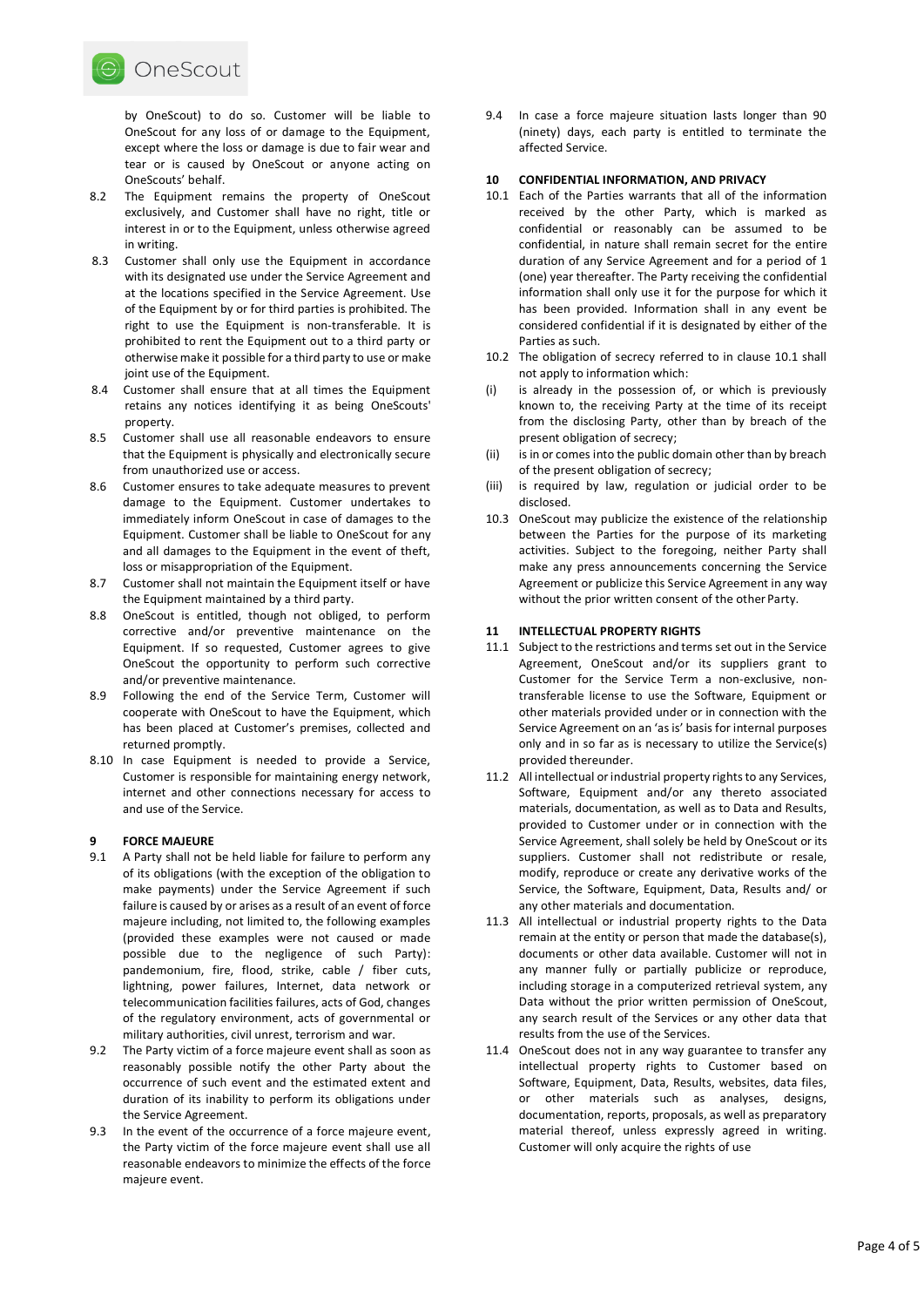by OneScout) to do so. Customer will be liable to OneScout for any loss of or damage to the Equipment, except where the loss or damage is due to fair wear and tear or is caused by OneScout or anyone acting on OneScouts' behalf.

8.2 The Equipment remains the property of OneScout exclusively, and Customer shall have no right, title or interest in or to the Equipment, unless otherwise agreed in writing.

8.3 Customer shall only use the Equipment in accordance with its designated use under the Service Agreement and at the locations specified in the Service Agreement. Use of the Equipment by or for third parties is prohibited. The right to use the Equipment is non-transferable. It is prohibited to rent the Equipment out to a third party or otherwise make it possible for a third party to use or make joint use of the Equipment.

8.4 Customer shall ensure that at all times the Equipment retains any notices identifying it as being OneScouts' property.

8.5 Customer shall use all reasonable endeavors to ensure that the Equipment is physically and electronically secure from unauthorized use or access.

8.6 Customer ensures to take adequate measures to prevent damage to the Equipment. Customer undertakes to immediately inform OneScout in case of damages to the Equipment. Customer shall be liable to OneScout for any and all damages to the Equipment in the event of theft, loss or misappropriation of the Equipment.

8.7 Customer shall not maintain the Equipment itself or have the Equipment maintained by a third party.

8.8 OneScout is entitled, though not obliged, to perform corrective and/or preventive maintenance on the Equipment. If so requested, Customer agrees to give OneScout the opportunity to perform such corrective and/or preventive maintenance.

8.9 Following the end of the Service Term, Customer will cooperate with OneScout to have the Equipment, which has been placed at Customer's premises, collected and returned promptly.

8.10 In case Equipment is needed to provide a Service, Customer is responsible for maintaining energy network, internet and other connections necessary for access to and use of the Service.

## 9 FORCE MAJEURE

9.1 A Party shall not be held liable for failure to perform any of its obligations (with the exception of the obligation to make payments) under the Service Agreement if such failure is caused by or arises as a result of an event of force majeure including, not limited to, the following examples (provided these examples were not caused or made possible due to the negligence of such Party): pandemonium, fire, flood, strike, cable / fiber cuts, lightning, power failures, Internet, data network or telecommunication facilities failures, acts of God, changes of the regulatory environment, acts of governmental or military authorities, civil unrest, terrorism and war.

9.2 The Party victim of a force majeure event shall as soon as reasonably possible notify the other Party about the occurrence of such event and the estimated extent and duration of its inability to perform its obligations under the Service Agreement.

9.3 In the event of the occurrence of a force majeure event, the Party victim of the force majeure event shall use all reasonable endeavors to minimize the effects of the force majeure event.

9.4 In case a force majeure situation lasts longer than 90 (ninety) days, each party is entitled to terminate the affected Service.

## 10 CONFIDENTIAL INFORMATION, AND PRIVACY

10.1 Each of the Parties warrants that all of the information received by the other Party, which is marked as confidential or reasonably can be assumed to be confidential, in nature shall remain secret for the entire duration of any Service Agreement and for a period of 1 (one) year thereafter. The Party receiving the confidential information shall only use it for the purpose for which it has been provided. Information shall in any event be considered confidential if it is designated by either of the Parties as such.

10.2 The obligation of secrecy referred to in clause 10.1 shall not apply to information which:

(i) is already in the possession of, or which is previously known to, the receiving Party at the time of its receipt from the disclosing Party, other than by breach of the present obligation of secrecy;

(ii) is in or comes into the public domain other than by breach of the present obligation of secrecy;

(iii) is required by law, regulation or judicial order to be disclosed.

10.3 OneScout may publicize the existence of the relationship between the Parties for the purpose of its marketing activities. Subject to the foregoing, neither Party shall make any press announcements concerning the Service Agreement or publicize this Service Agreement in any way without the prior written consent of the other Party.

## 11 INTELLECTUAL PROPERTY RIGHTS

11.1 Subject to the restrictions and terms set out in the Service Agreement, OneScout and/or its suppliers grant to Customer for the Service Term a non-exclusive, non-transferable license to use the Software, Equipment or other materials provided under or in connection with the Service Agreement on an 'as is' basis for internal purposes only and in so far as is necessary to utilize the Service(s) provided thereunder.

11.2 All intellectual or industrial property rights to any Services, Software, Equipment and/or any thereto associated materials, documentation, as well as to Data and Results, provided to Customer under or in connection with the Service Agreement, shall solely be held by OneScout or its suppliers. Customer shall not redistribute or resale, modify, reproduce or create any derivative works of the Service, the Software, Equipment, Data, Results and/ or any other materials and documentation.

11.3 All intellectual or industrial property rights to the Data remain at the entity or person that made the database(s), documents or other data available. Customer will not in any manner fully or partially publicize or reproduce, including storage in a computerized retrieval system, any Data without the prior written permission of OneScout, any search result of the Services or any other data that results from the use of the Services.

11.4 OneScout does not in any way guarantee to transfer any intellectual property rights to Customer based on Software, Equipment, Data, Results, websites, data files, or other materials such as analyses, designs, documentation, reports, proposals, as well as preparatory material thereof, unless expressly agreed in writing. Customer will only acquire the rights of use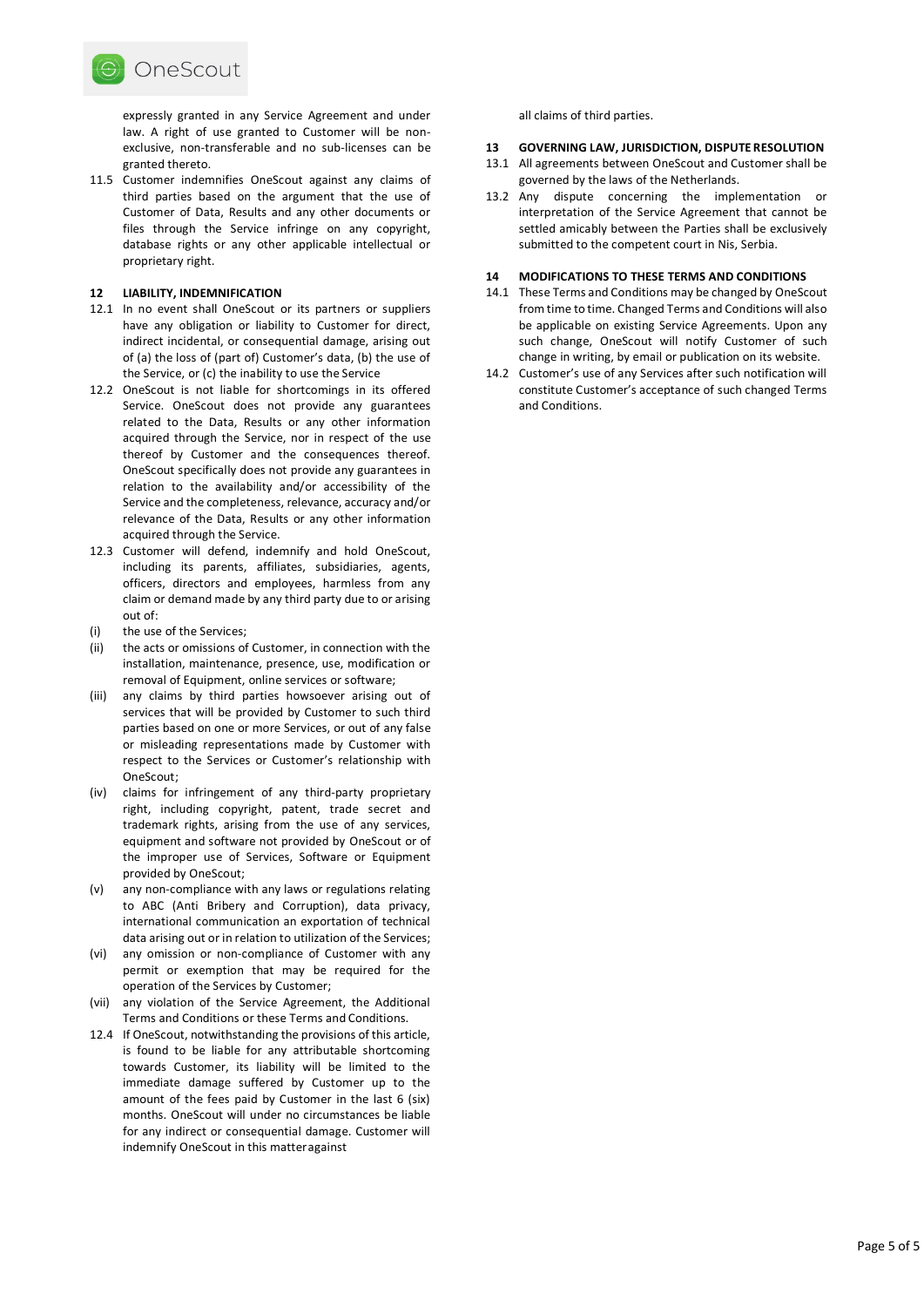expressly granted in any Service Agreement and under law. A right of use granted to Customer will be non-exclusive, non-transferable and no sub-licenses can be granted thereto.

11.5 Customer indemnifies OneScout against any claims of third parties based on the argument that the use of Customer of Data, Results and any other documents or files through the Service infringe on any copyright, database rights or any other applicable intellectual or proprietary right.

## 12 LIABILITY, INDEMNIFICATION

12.1 In no event shall OneScout or its partners or suppliers have any obligation or liability to Customer for direct, indirect incidental, or consequential damage, arising out of (a) the loss of (part of) Customer's data, (b) the use of the Service, or (c) the inability to use the Service

12.2 OneScout is not liable for shortcomings in its offered Service. OneScout does not provide any guarantees related to the Data, Results or any other information acquired through the Service, nor in respect of the use thereof by Customer and the consequences thereof. OneScout specifically does not provide any guarantees in relation to the availability and/or accessibility of the Service and the completeness, relevance, accuracy and/or relevance of the Data, Results or any other information acquired through the Service.

12.3 Customer will defend, indemnify and hold OneScout, including its parents, affiliates, subsidiaries, agents, officers, directors and employees, harmless from any claim or demand made by any third party due to or arising out of:

(i) the use of the Services;

(ii) the acts or omissions of Customer, in connection with the installation, maintenance, presence, use, modification or removal of Equipment, online services or software;

(iii) any claims by third parties howsoever arising out of services that will be provided by Customer to such third parties based on one or more Services, or out of any false or misleading representations made by Customer with respect to the Services or Customer's relationship with OneScout;

(iv) claims for infringement of any third-party proprietary right, including copyright, patent, trade secret and trademark rights, arising from the use of any services, equipment and software not provided by OneScout or of the improper use of Services, Software or Equipment provided by OneScout;

(v) any non-compliance with any laws or regulations relating to ABC (Anti Bribery and Corruption), data privacy, international communication an exportation of technical data arising out or in relation to utilization of the Services;

(vi) any omission or non-compliance of Customer with any permit or exemption that may be required for the operation of the Services by Customer;

(vii) any violation of the Service Agreement, the Additional Terms and Conditions or these Terms and Conditions.

12.4 If OneScout, notwithstanding the provisions of this article, is found to be liable for any attributable shortcoming towards Customer, its liability will be limited to the immediate damage suffered by Customer up to the amount of the fees paid by Customer in the last 6 (six) months. OneScout will under no circumstances be liable for any indirect or consequential damage. Customer will indemnify OneScout in this matter against all claims of third parties.

## 13 GOVERNING LAW, JURISDICTION, DISPUTE RESOLUTION

13.1 All agreements between OneScout and Customer shall be governed by the laws of the Netherlands.

13.2 Any dispute concerning the implementation or interpretation of the Service Agreement that cannot be settled amicably between the Parties shall be exclusively submitted to the competent court in Nis, Serbia.

## 14 MODIFICATIONS TO THESE TERMS AND CONDITIONS

14.1 These Terms and Conditions may be changed by OneScout from time to time. Changed Terms and Conditions will also be applicable on existing Service Agreements. Upon any such change, OneScout will notify Customer of such change in writing, by email or publication on its website.

14.2 Customer's use of any Services after such notification will constitute Customer's acceptance of such changed Terms and Conditions.